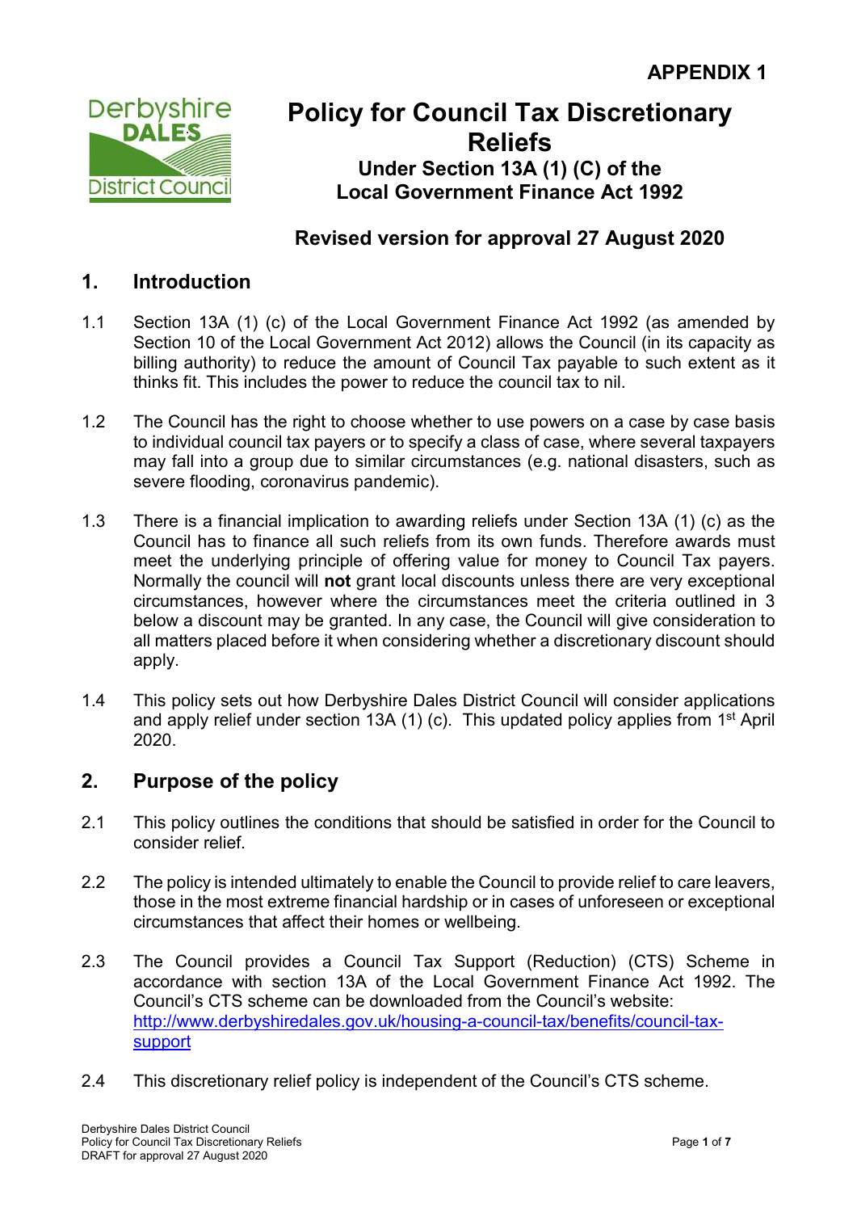**APPENDIX 1**

# Policy for Council Tax Discretionary Reliefs

### Under Section 13A (1) (C) of the Local Government Finance Act 1992

### Revised version for approval 27 August 2020

## 1. Introduction

1.1 Section 13A (1) (c) of the Local Government Finance Act 1992 (as amended by Section 10 of the Local Government Act 2012) allows the Council (in its capacity as billing authority) to reduce the amount of Council Tax payable to such extent as it thinks fit. This includes the power to reduce the council tax to nil.

1.2 The Council has the right to choose whether to use powers on a case by case basis to individual council tax payers or to specify a class of case, where several taxpayers may fall into a group due to similar circumstances (e.g. national disasters, such as severe flooding, coronavirus pandemic).

1.3 There is a financial implication to awarding reliefs under Section 13A (1) (c) as the Council has to finance all such reliefs from its own funds. Therefore awards must meet the underlying principle of offering value for money to Council Tax payers. Normally the council will **not** grant local discounts unless there are very exceptional circumstances, however where the circumstances meet the criteria outlined in 3 below a discount may be granted. In any case, the Council will give consideration to all matters placed before it when considering whether a discretionary discount should apply.

1.4 This policy sets out how Derbyshire Dales District Council will consider applications and apply relief under section 13A (1) (c). This updated policy applies from 1st April 2020.

## 2. Purpose of the policy

2.1 This policy outlines the conditions that should be satisfied in order for the Council to consider relief.

2.2 The policy is intended ultimately to enable the Council to provide relief to care leavers, those in the most extreme financial hardship or in cases of unforeseen or exceptional circumstances that affect their homes or wellbeing.

2.3 The Council provides a Council Tax Support (Reduction) (CTS) Scheme in accordance with section 13A of the Local Government Finance Act 1992. The Council's CTS scheme can be downloaded from the Council's website: http://www.derbyshiredales.gov.uk/housing-a-council-tax/benefits/council-tax-support

2.4 This discretionary relief policy is independent of the Council's CTS scheme.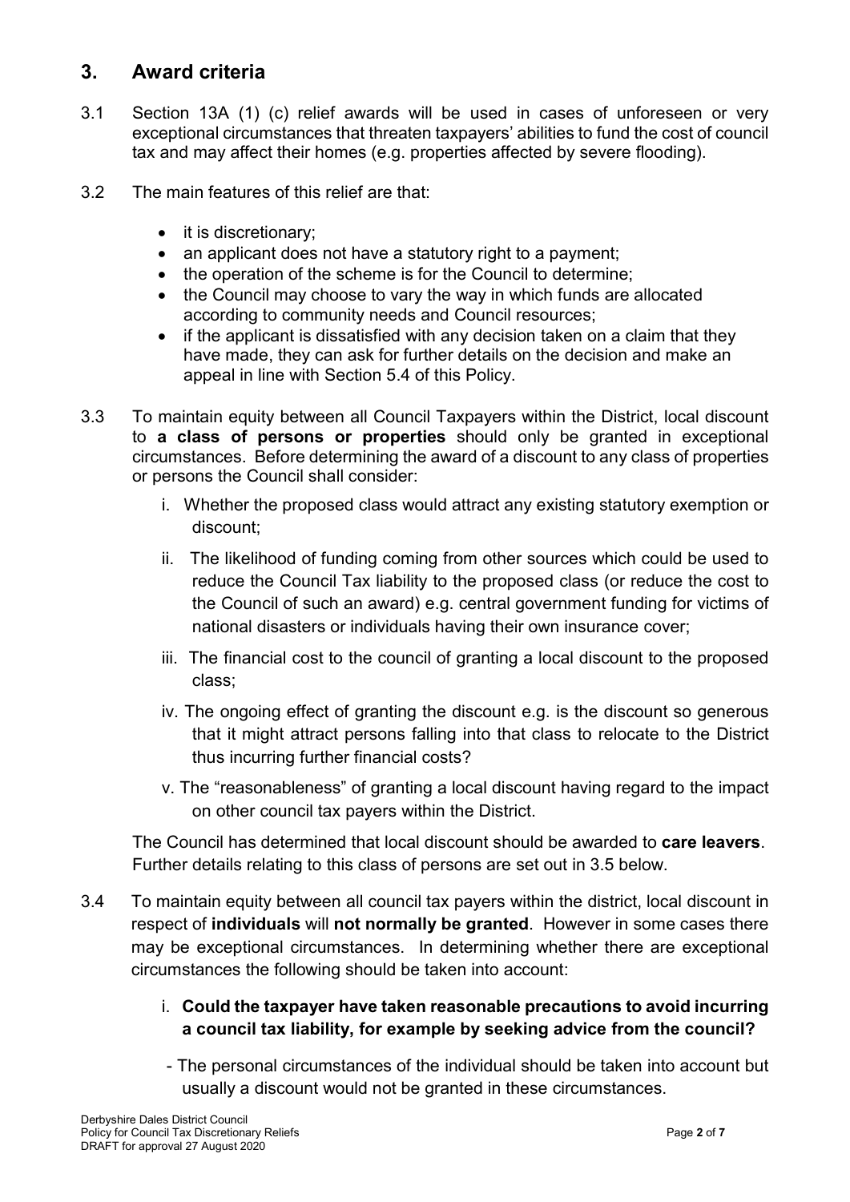## 3. Award criteria

3.1 Section 13A (1) (c) relief awards will be used in cases of unforeseen or very exceptional circumstances that threaten taxpayers' abilities to fund the cost of council tax and may affect their homes (e.g. properties affected by severe flooding).

3.2 The main features of this relief are that:

- it is discretionary;
- an applicant does not have a statutory right to a payment;
- the operation of the scheme is for the Council to determine;
- the Council may choose to vary the way in which funds are allocated according to community needs and Council resources;
- if the applicant is dissatisfied with any decision taken on a claim that they have made, they can ask for further details on the decision and make an appeal in line with Section 5.4 of this Policy.

3.3 To maintain equity between all Council Taxpayers within the District, local discount to **a class of persons or properties** should only be granted in exceptional circumstances. Before determining the award of a discount to any class of properties or persons the Council shall consider:

i. Whether the proposed class would attract any existing statutory exemption or discount;

ii. The likelihood of funding coming from other sources which could be used to reduce the Council Tax liability to the proposed class (or reduce the cost to the Council of such an award) e.g. central government funding for victims of national disasters or individuals having their own insurance cover;

iii. The financial cost to the council of granting a local discount to the proposed class;

iv. The ongoing effect of granting the discount e.g. is the discount so generous that it might attract persons falling into that class to relocate to the District thus incurring further financial costs?

v. The "reasonableness" of granting a local discount having regard to the impact on other council tax payers within the District.

The Council has determined that local discount should be awarded to **care leavers**. Further details relating to this class of persons are set out in 3.5 below.

3.4 To maintain equity between all council tax payers within the district, local discount in respect of **individuals** will **not normally be granted**. However in some cases there may be exceptional circumstances. In determining whether there are exceptional circumstances the following should be taken into account:

i. **Could the taxpayer have taken reasonable precautions to avoid incurring a council tax liability, for example by seeking advice from the council?**

- The personal circumstances of the individual should be taken into account but usually a discount would not be granted in these circumstances.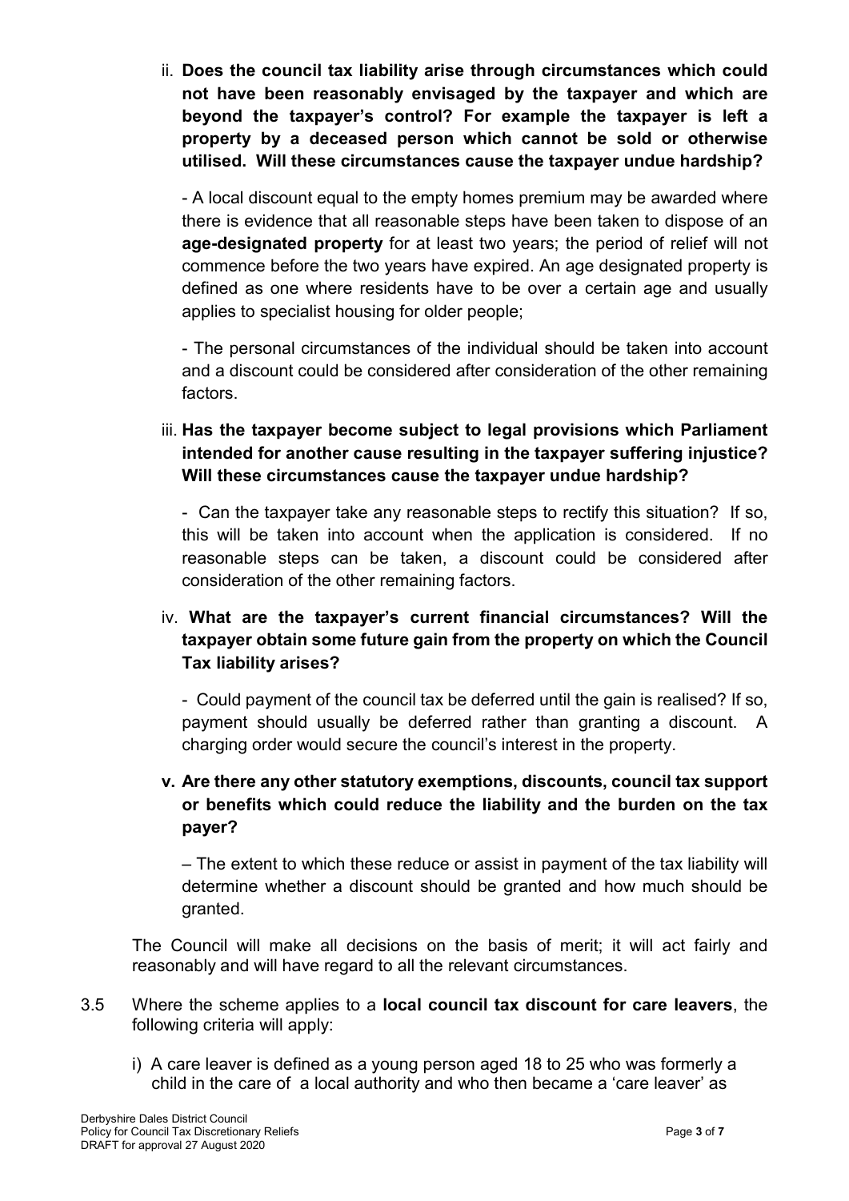ii. **Does the council tax liability arise through circumstances which could not have been reasonably envisaged by the taxpayer and which are beyond the taxpayer's control? For example the taxpayer is left a property by a deceased person which cannot be sold or otherwise utilised. Will these circumstances cause the taxpayer undue hardship?**

- A local discount equal to the empty homes premium may be awarded where there is evidence that all reasonable steps have been taken to dispose of an **age-designated property** for at least two years; the period of relief will not commence before the two years have expired. An age designated property is defined as one where residents have to be over a certain age and usually applies to specialist housing for older people;

- The personal circumstances of the individual should be taken into account and a discount could be considered after consideration of the other remaining factors.

iii. **Has the taxpayer become subject to legal provisions which Parliament intended for another cause resulting in the taxpayer suffering injustice? Will these circumstances cause the taxpayer undue hardship?**

- Can the taxpayer take any reasonable steps to rectify this situation? If so, this will be taken into account when the application is considered. If no reasonable steps can be taken, a discount could be considered after consideration of the other remaining factors.

iv. **What are the taxpayer's current financial circumstances? Will the taxpayer obtain some future gain from the property on which the Council Tax liability arises?**

- Could payment of the council tax be deferred until the gain is realised? If so, payment should usually be deferred rather than granting a discount. A charging order would secure the council's interest in the property.

v. **Are there any other statutory exemptions, discounts, council tax support or benefits which could reduce the liability and the burden on the tax payer?**

– The extent to which these reduce or assist in payment of the tax liability will determine whether a discount should be granted and how much should be granted.

The Council will make all decisions on the basis of merit; it will act fairly and reasonably and will have regard to all the relevant circumstances.

3.5 Where the scheme applies to a **local council tax discount for care leavers**, the following criteria will apply:

i) A care leaver is defined as a young person aged 18 to 25 who was formerly a child in the care of a local authority and who then became a 'care leaver' as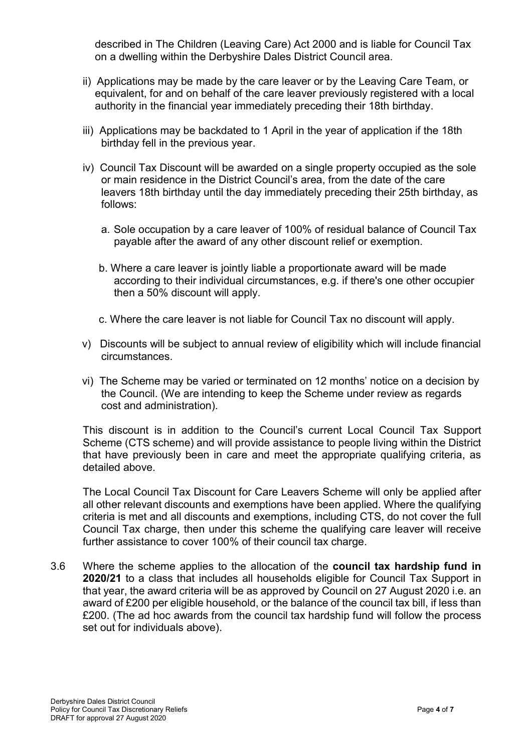described in The Children (Leaving Care) Act 2000 and is liable for Council Tax on a dwelling within the Derbyshire Dales District Council area.

ii) Applications may be made by the care leaver or by the Leaving Care Team, or equivalent, for and on behalf of the care leaver previously registered with a local authority in the financial year immediately preceding their 18th birthday.

iii) Applications may be backdated to 1 April in the year of application if the 18th birthday fell in the previous year.

iv) Council Tax Discount will be awarded on a single property occupied as the sole or main residence in the District Council's area, from the date of the care leavers 18th birthday until the day immediately preceding their 25th birthday, as follows:

   a. Sole occupation by a care leaver of 100% of residual balance of Council Tax payable after the award of any other discount relief or exemption.

   b. Where a care leaver is jointly liable a proportionate award will be made according to their individual circumstances, e.g. if there's one other occupier then a 50% discount will apply.

   c. Where the care leaver is not liable for Council Tax no discount will apply.

v) Discounts will be subject to annual review of eligibility which will include financial circumstances.

vi) The Scheme may be varied or terminated on 12 months' notice on a decision by the Council. (We are intending to keep the Scheme under review as regards cost and administration).

This discount is in addition to the Council's current Local Council Tax Support Scheme (CTS scheme) and will provide assistance to people living within the District that have previously been in care and meet the appropriate qualifying criteria, as detailed above.

The Local Council Tax Discount for Care Leavers Scheme will only be applied after all other relevant discounts and exemptions have been applied. Where the qualifying criteria is met and all discounts and exemptions, including CTS, do not cover the full Council Tax charge, then under this scheme the qualifying care leaver will receive further assistance to cover 100% of their council tax charge.

3.6 Where the scheme applies to the allocation of the **council tax hardship fund in 2020/21** to a class that includes all households eligible for Council Tax Support in that year, the award criteria will be as approved by Council on 27 August 2020 i.e. an award of £200 per eligible household, or the balance of the council tax bill, if less than £200. (The ad hoc awards from the council tax hardship fund will follow the process set out for individuals above).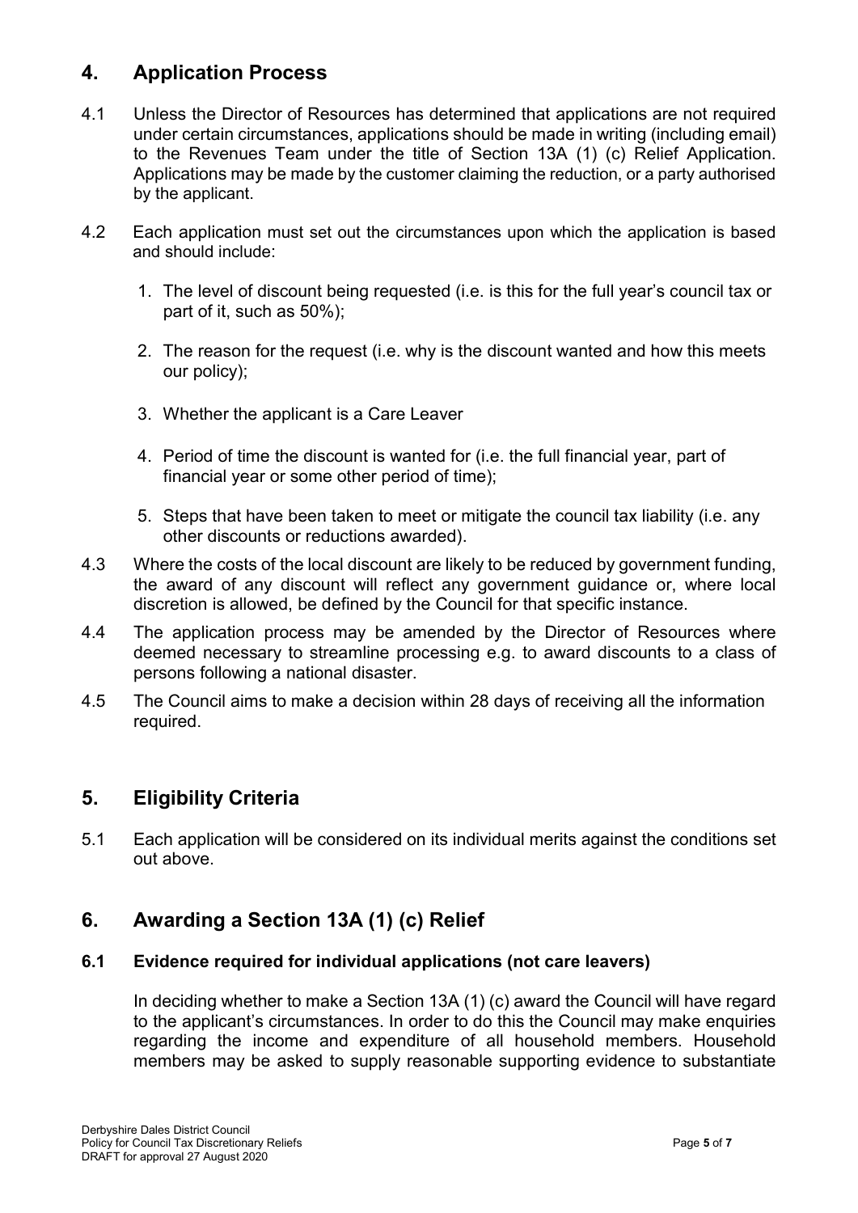## 4. Application Process

4.1 Unless the Director of Resources has determined that applications are not required under certain circumstances, applications should be made in writing (including email) to the Revenues Team under the title of Section 13A (1) (c) Relief Application. Applications may be made by the customer claiming the reduction, or a party authorised by the applicant.

4.2 Each application must set out the circumstances upon which the application is based and should include:

1. The level of discount being requested (i.e. is this for the full year's council tax or part of it, such as 50%);
2. The reason for the request (i.e. why is the discount wanted and how this meets our policy);
3. Whether the applicant is a Care Leaver
4. Period of time the discount is wanted for (i.e. the full financial year, part of financial year or some other period of time);
5. Steps that have been taken to meet or mitigate the council tax liability (i.e. any other discounts or reductions awarded).

4.3 Where the costs of the local discount are likely to be reduced by government funding, the award of any discount will reflect any government guidance or, where local discretion is allowed, be defined by the Council for that specific instance.

4.4 The application process may be amended by the Director of Resources where deemed necessary to streamline processing e.g. to award discounts to a class of persons following a national disaster.

4.5 The Council aims to make a decision within 28 days of receiving all the information required.

## 5. Eligibility Criteria

5.1 Each application will be considered on its individual merits against the conditions set out above.

## 6. Awarding a Section 13A (1) (c) Relief

### 6.1 Evidence required for individual applications (not care leavers)

In deciding whether to make a Section 13A (1) (c) award the Council will have regard to the applicant's circumstances. In order to do this the Council may make enquiries regarding the income and expenditure of all household members. Household members may be asked to supply reasonable supporting evidence to substantiate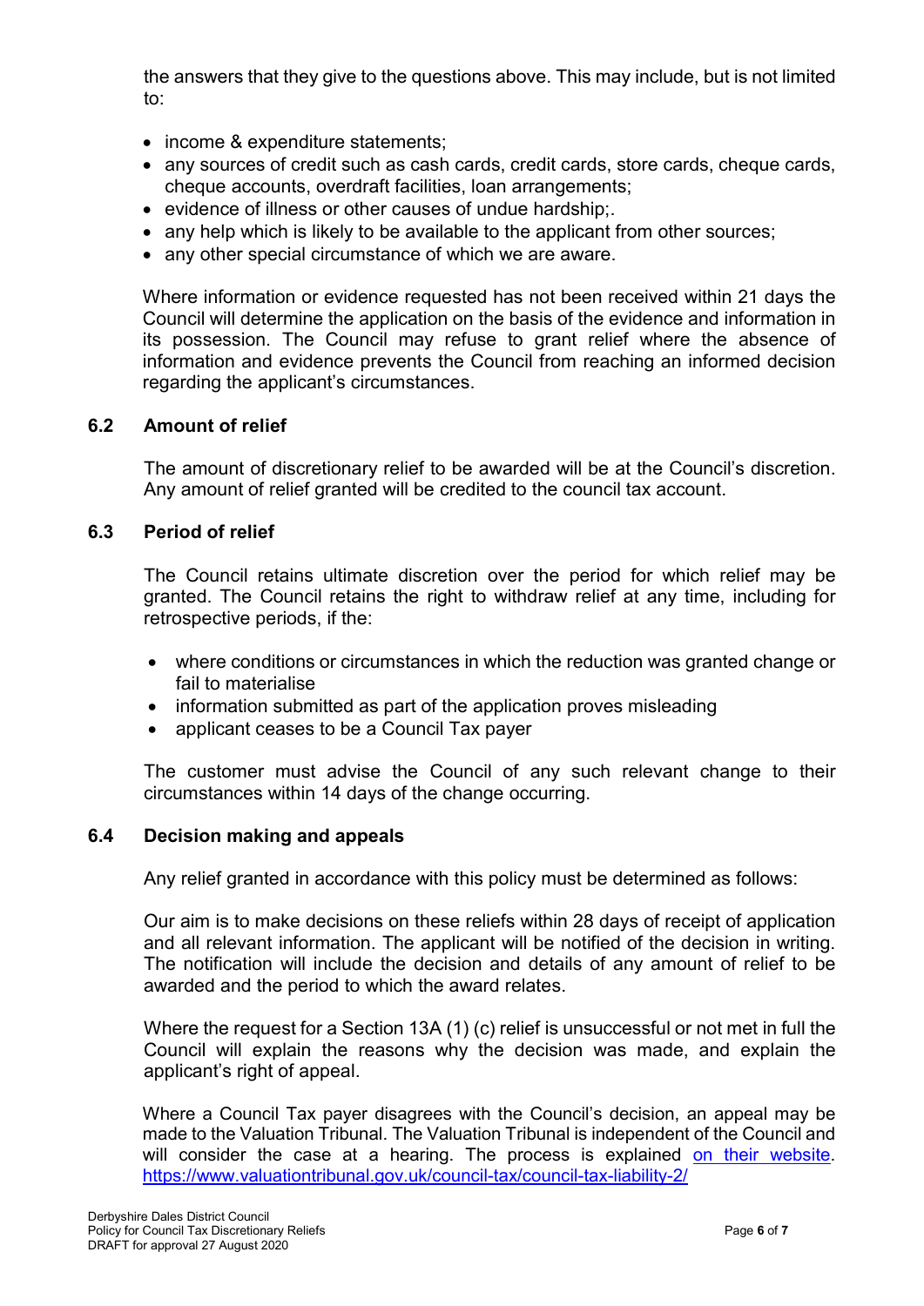the answers that they give to the questions above. This may include, but is not limited to:

- income & expenditure statements;
- any sources of credit such as cash cards, credit cards, store cards, cheque cards, cheque accounts, overdraft facilities, loan arrangements;
- evidence of illness or other causes of undue hardship;.
- any help which is likely to be available to the applicant from other sources;
- any other special circumstance of which we are aware.

Where information or evidence requested has not been received within 21 days the Council will determine the application on the basis of the evidence and information in its possession. The Council may refuse to grant relief where the absence of information and evidence prevents the Council from reaching an informed decision regarding the applicant's circumstances.

### 6.2 Amount of relief

The amount of discretionary relief to be awarded will be at the Council's discretion. Any amount of relief granted will be credited to the council tax account.

### 6.3 Period of relief

The Council retains ultimate discretion over the period for which relief may be granted. The Council retains the right to withdraw relief at any time, including for retrospective periods, if the:

- where conditions or circumstances in which the reduction was granted change or fail to materialise
- information submitted as part of the application proves misleading
- applicant ceases to be a Council Tax payer

The customer must advise the Council of any such relevant change to their circumstances within 14 days of the change occurring.

### 6.4 Decision making and appeals

Any relief granted in accordance with this policy must be determined as follows:

Our aim is to make decisions on these reliefs within 28 days of receipt of application and all relevant information. The applicant will be notified of the decision in writing. The notification will include the decision and details of any amount of relief to be awarded and the period to which the award relates.

Where the request for a Section 13A (1) (c) relief is unsuccessful or not met in full the Council will explain the reasons why the decision was made, and explain the applicant's right of appeal.

Where a Council Tax payer disagrees with the Council's decision, an appeal may be made to the Valuation Tribunal. The Valuation Tribunal is independent of the Council and will consider the case at a hearing. The process is explained [on their website](https://www.valuationtribunal.gov.uk/council-tax/council-tax-liability-2/). https://www.valuationtribunal.gov.uk/council-tax/council-tax-liability-2/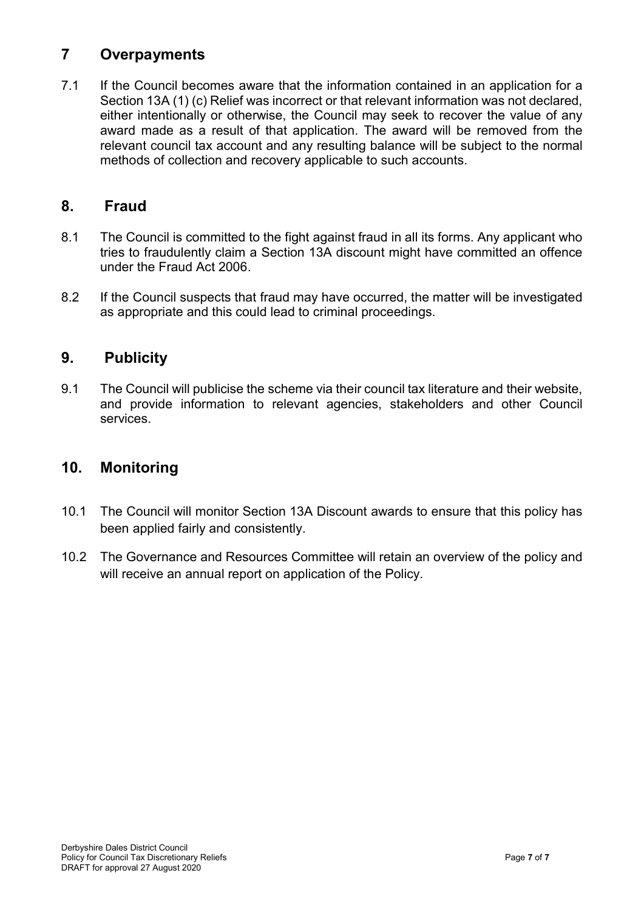## 7 Overpayments

7.1 If the Council becomes aware that the information contained in an application for a Section 13A (1) (c) Relief was incorrect or that relevant information was not declared, either intentionally or otherwise, the Council may seek to recover the value of any award made as a result of that application. The award will be removed from the relevant council tax account and any resulting balance will be subject to the normal methods of collection and recovery applicable to such accounts.

## 8. Fraud

8.1 The Council is committed to the fight against fraud in all its forms. Any applicant who tries to fraudulently claim a Section 13A discount might have committed an offence under the Fraud Act 2006.

8.2 If the Council suspects that fraud may have occurred, the matter will be investigated as appropriate and this could lead to criminal proceedings.

## 9. Publicity

9.1 The Council will publicise the scheme via their council tax literature and their website, and provide information to relevant agencies, stakeholders and other Council services.

## 10. Monitoring

10.1 The Council will monitor Section 13A Discount awards to ensure that this policy has been applied fairly and consistently.

10.2 The Governance and Resources Committee will retain an overview of the policy and will receive an annual report on application of the Policy.